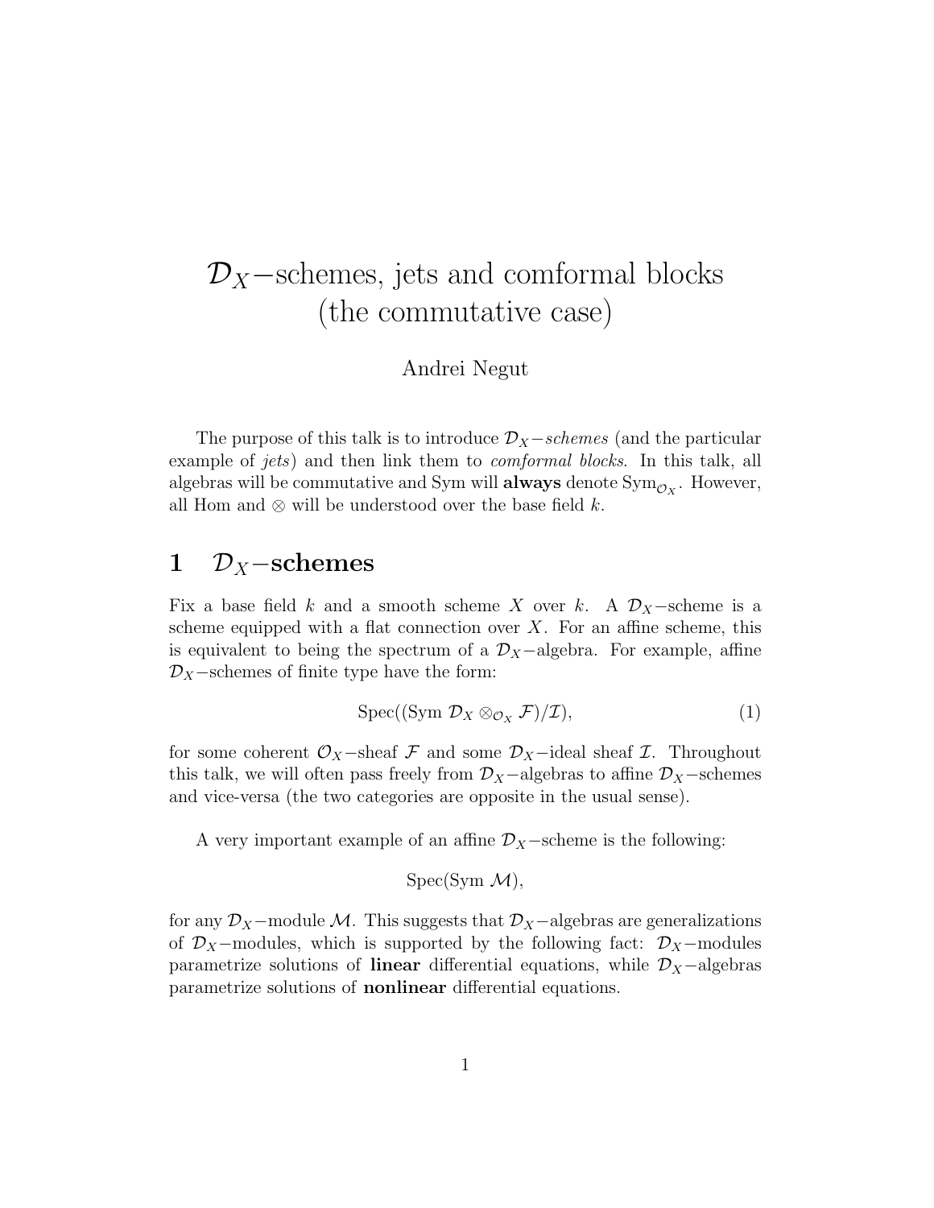# $\mathcal{D}_X$−schemes, jets and comformal blocks (the commutative case)

Andrei Negut

The purpose of this talk is to introduce $\mathcal{D}_X$−*schemes* (and the particular example of *jets*) and then link them to *comformal blocks*. In this talk, all algebras will be commutative and Sym will **always** denote $\text{Sym}_{\mathcal{O}_X}$. However, all Hom and $\otimes$ will be understood over the base field $k$.

## 1 $\mathcal{D}_X$−schemes

Fix a base field $k$ and a smooth scheme $X$ over $k$. A $\mathcal{D}_X$−scheme is a scheme equipped with a flat connection over $X$. For an affine scheme, this is equivalent to being the spectrum of a $\mathcal{D}_X$−algebra. For example, affine $\mathcal{D}_X$−schemes of finite type have the form:

$$\text{Spec}((\text{Sym } \mathcal{D}_X \otimes_{\mathcal{O}_X} \mathcal{F})/\mathcal{I}), \tag{1}$$

for some coherent $\mathcal{O}_X$−sheaf $\mathcal{F}$ and some $\mathcal{D}_X$−ideal sheaf $\mathcal{I}$. Throughout this talk, we will often pass freely from $\mathcal{D}_X$−algebras to affine $\mathcal{D}_X$−schemes and vice-versa (the two categories are opposite in the usual sense).

A very important example of an affine $\mathcal{D}_X$−scheme is the following:

$$\text{Spec}(\text{Sym } \mathcal{M}),$$

for any $\mathcal{D}_X$−module $\mathcal{M}$. This suggests that $\mathcal{D}_X$−algebras are generalizations of $\mathcal{D}_X$−modules, which is supported by the following fact: $\mathcal{D}_X$−modules parametrize solutions of **linear** differential equations, while $\mathcal{D}_X$−algebras parametrize solutions of **nonlinear** differential equations.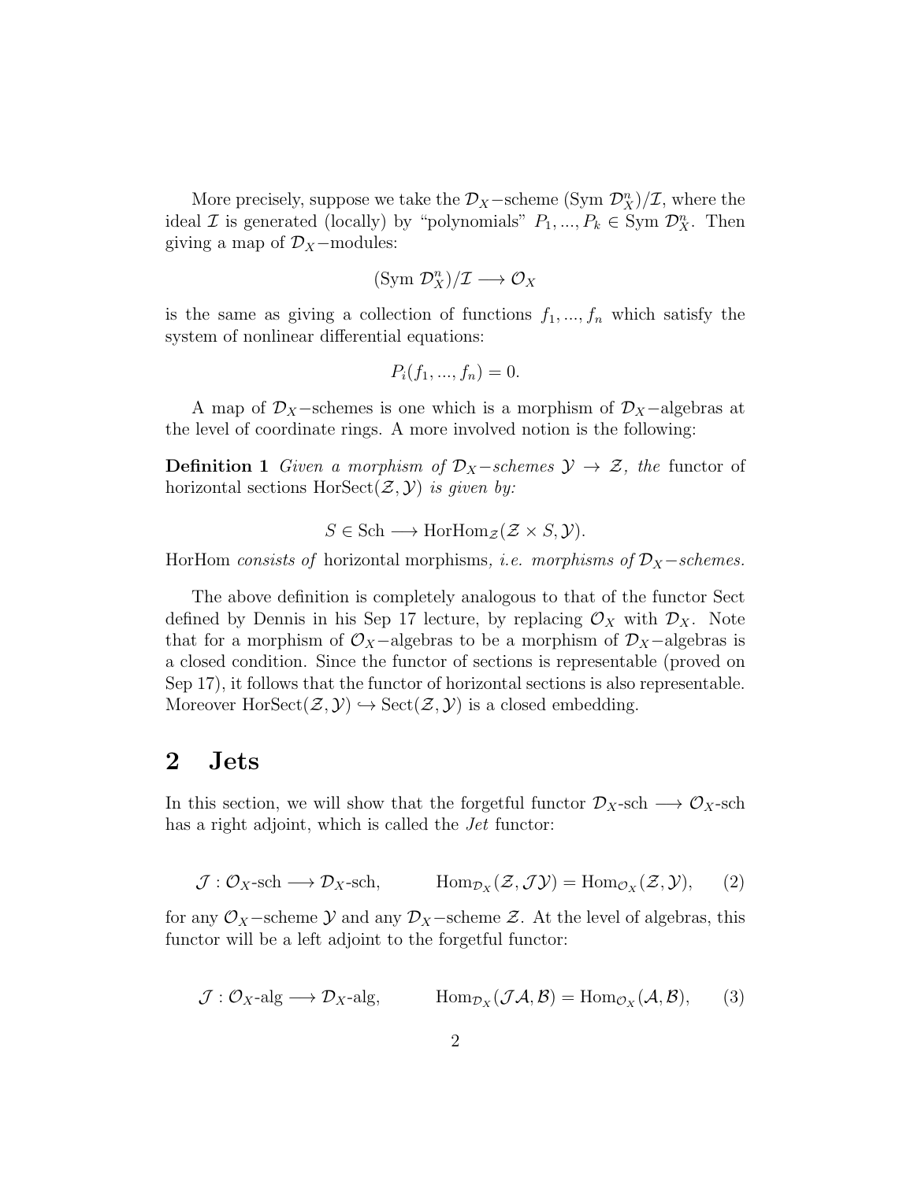More precisely, suppose we take the $\mathcal{D}_X-$scheme $(\text{Sym } \mathcal{D}_X^n)/\mathcal{I}$, where the ideal $\mathcal{I}$ is generated (locally) by "polynomials" $P_1, ..., P_k \in \text{Sym } \mathcal{D}_X^n$. Then giving a map of $\mathcal{D}_X-$modules:

$$(\text{Sym } \mathcal{D}_X^n)/\mathcal{I} \longrightarrow \mathcal{O}_X$$

is the same as giving a collection of functions $f_1, ..., f_n$ which satisfy the system of nonlinear differential equations:

$$P_i(f_1, ..., f_n) = 0.$$

A map of $\mathcal{D}_X-$schemes is one which is a morphism of $\mathcal{D}_X-$algebras at the level of coordinate rings. A more involved notion is the following:

**Definition 1** *Given a morphism of $\mathcal{D}_X-$schemes $\mathcal{Y} \to \mathcal{Z}$, the* functor of horizontal sections $\text{HorSect}(\mathcal{Z}, \mathcal{Y})$ *is given by:*

$$S \in \text{Sch} \longrightarrow \text{HorHom}_{\mathcal{Z}}(\mathcal{Z} \times S, \mathcal{Y}).$$

HorHom *consists of* horizontal morphisms*, i.e. morphisms of $\mathcal{D}_X-$schemes.*

The above definition is completely analogous to that of the functor Sect defined by Dennis in his Sep 17 lecture, by replacing $\mathcal{O}_X$ with $\mathcal{D}_X$. Note that for a morphism of $\mathcal{O}_X-$algebras to be a morphism of $\mathcal{D}_X-$algebras is a closed condition. Since the functor of sections is representable (proved on Sep 17), it follows that the functor of horizontal sections is also representable. Moreover $\text{HorSect}(\mathcal{Z}, \mathcal{Y}) \hookrightarrow \text{Sect}(\mathcal{Z}, \mathcal{Y})$ is a closed embedding.

## 2 Jets

In this section, we will show that the forgetful functor $\mathcal{D}_X\text{-sch} \longrightarrow \mathcal{O}_X\text{-sch}$ has a right adjoint, which is called the *Jet* functor:

$$\mathcal{J} : \mathcal{O}_X\text{-sch} \longrightarrow \mathcal{D}_X\text{-sch}, \qquad \text{Hom}_{\mathcal{D}_X}(\mathcal{Z}, \mathcal{J}\mathcal{Y}) = \text{Hom}_{\mathcal{O}_X}(\mathcal{Z}, \mathcal{Y}), \tag{2}$$

for any $\mathcal{O}_X-$scheme $\mathcal{Y}$ and any $\mathcal{D}_X-$scheme $\mathcal{Z}$. At the level of algebras, this functor will be a left adjoint to the forgetful functor:

$$\mathcal{J} : \mathcal{O}_X\text{-alg} \longrightarrow \mathcal{D}_X\text{-alg}, \qquad \text{Hom}_{\mathcal{D}_X}(\mathcal{J}\mathcal{A}, \mathcal{B}) = \text{Hom}_{\mathcal{O}_X}(\mathcal{A}, \mathcal{B}), \tag{3}$$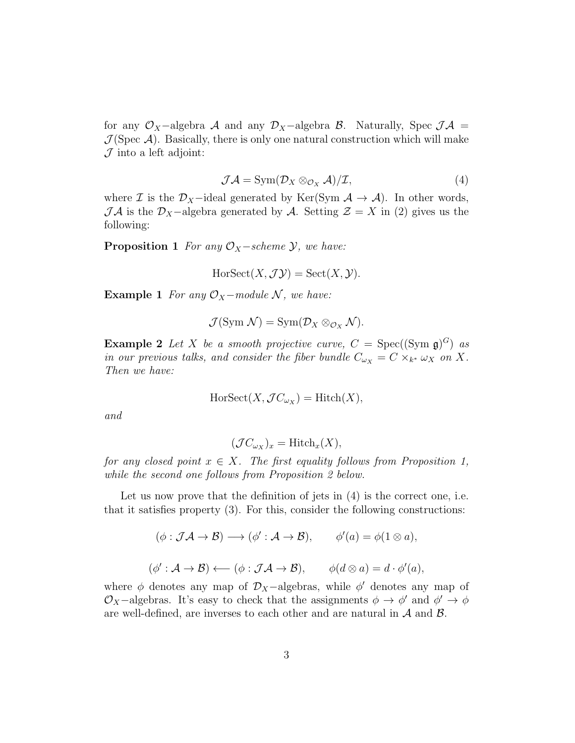for any $\mathcal{O}_X-$algebra $\mathcal{A}$ and any $\mathcal{D}_X-$algebra $\mathcal{B}$. Naturally, Spec $\mathcal{J}\mathcal{A} = \mathcal{J}(\text{Spec } \mathcal{A})$. Basically, there is only one natural construction which will make $\mathcal{J}$ into a left adjoint:

$$\mathcal{J}\mathcal{A} = \text{Sym}(\mathcal{D}_X \otimes_{\mathcal{O}_X} \mathcal{A})/\mathcal{I}, \tag{4}$$

where $\mathcal{I}$ is the $\mathcal{D}_X-$ideal generated by Ker(Sym $\mathcal{A} \to \mathcal{A}$). In other words, $\mathcal{J}\mathcal{A}$ is the $\mathcal{D}_X-$algebra generated by $\mathcal{A}$. Setting $\mathcal{Z} = X$ in (2) gives us the following:

**Proposition 1** *For any $\mathcal{O}_X-$scheme $\mathcal{Y}$, we have:*

$$\text{HorSect}(X, \mathcal{J}\mathcal{Y}) = \text{Sect}(X, \mathcal{Y}).$$

**Example 1** *For any $\mathcal{O}_X-$module $\mathcal{N}$, we have:*

$$\mathcal{J}(\text{Sym } \mathcal{N}) = \text{Sym}(\mathcal{D}_X \otimes_{\mathcal{O}_X} \mathcal{N}).$$

**Example 2** *Let $X$ be a smooth projective curve, $C = \text{Spec}((\text{Sym } \mathfrak{g})^G)$ as in our previous talks, and consider the fiber bundle $C_{\omega_X} = C \times_{k^*} \omega_X$ on $X$. Then we have:*

$$\text{HorSect}(X, \mathcal{J}C_{\omega_X}) = \text{Hitch}(X),$$

*and*

$$(\mathcal{J}C_{\omega_X})_x = \text{Hitch}_x(X),$$

*for any closed point $x \in X$. The first equality follows from Proposition 1, while the second one follows from Proposition 2 below.*

Let us now prove that the definition of jets in (4) is the correct one, i.e. that it satisfies property (3). For this, consider the following constructions:

$$(\phi : \mathcal{J}\mathcal{A} \to \mathcal{B}) \longrightarrow (\phi' : \mathcal{A} \to \mathcal{B}), \qquad \phi'(a) = \phi(1 \otimes a),$$

$$(\phi' : \mathcal{A} \to \mathcal{B}) \longleftarrow (\phi : \mathcal{J}\mathcal{A} \to \mathcal{B}), \qquad \phi(d \otimes a) = d \cdot \phi'(a),$$

where $\phi$ denotes any map of $\mathcal{D}_X-$algebras, while $\phi'$ denotes any map of $\mathcal{O}_X-$algebras. It's easy to check that the assignments $\phi \to \phi'$ and $\phi' \to \phi$ are well-defined, are inverses to each other and are natural in $\mathcal{A}$ and $\mathcal{B}$.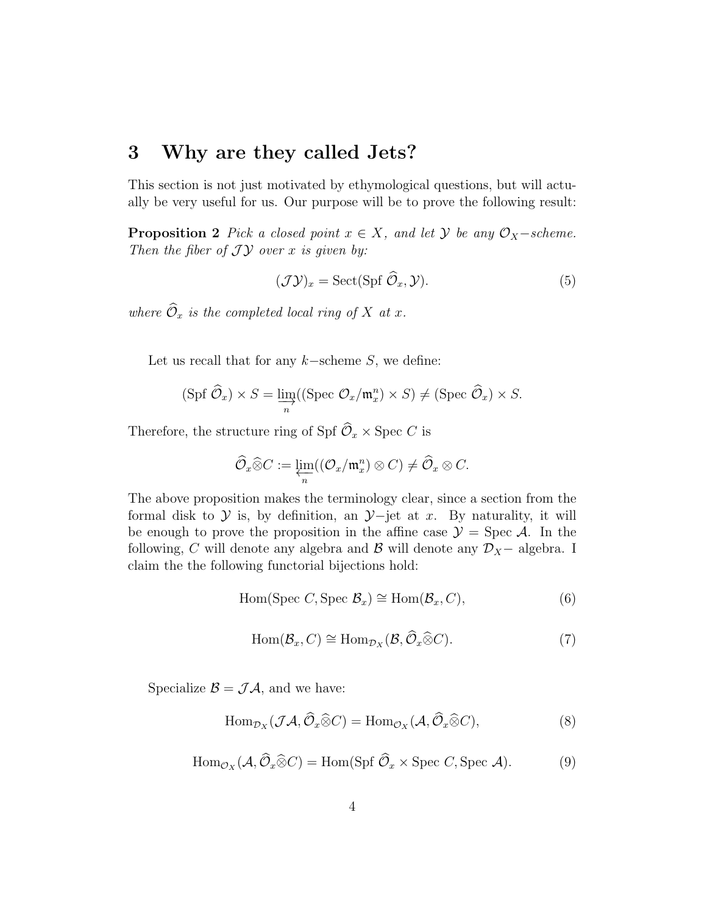# 3 Why are they called Jets?

This section is not just motivated by ethymological questions, but will actually be very useful for us. Our purpose will be to prove the following result:

**Proposition 2** *Pick a closed point $x \in X$, and let $\mathcal{Y}$ be any $\mathcal{O}_X-$scheme. Then the fiber of $\mathcal{J}\mathcal{Y}$ over $x$ is given by:*

$$(\mathcal{J}\mathcal{Y})_x = \mathrm{Sect}(\mathrm{Spf}\ \widehat{\mathcal{O}}_x, \mathcal{Y}). \tag{5}$$

*where $\widehat{\mathcal{O}}_x$ is the completed local ring of $X$ at $x$.*

Let us recall that for any $k-$scheme $S$, we define:

$$(\mathrm{Spf}\ \widehat{\mathcal{O}}_x) \times S = \varinjlim_n ((\mathrm{Spec}\ \mathcal{O}_x/\mathfrak{m}_x^n) \times S) \neq (\mathrm{Spec}\ \widehat{\mathcal{O}}_x) \times S.$$

Therefore, the structure ring of $\mathrm{Spf}\ \widehat{\mathcal{O}}_x \times \mathrm{Spec}\ C$ is

$$\widehat{\mathcal{O}}_x \widehat{\otimes} C := \varprojlim_n ((\mathcal{O}_x/\mathfrak{m}_x^n) \otimes C) \neq \widehat{\mathcal{O}}_x \otimes C.$$

The above proposition makes the terminology clear, since a section from the formal disk to $\mathcal{Y}$ is, by definition, an $\mathcal{Y}-$jet at $x$. By naturality, it will be enough to prove the proposition in the affine case $\mathcal{Y} = \mathrm{Spec}\ \mathcal{A}$. In the following, $C$ will denote any algebra and $\mathcal{B}$ will denote any $\mathcal{D}_X-$ algebra. I claim the the following functorial bijections hold:

$$\mathrm{Hom}(\mathrm{Spec}\ C, \mathrm{Spec}\ \mathcal{B}_x) \cong \mathrm{Hom}(\mathcal{B}_x, C), \tag{6}$$

$$\mathrm{Hom}(\mathcal{B}_x, C) \cong \mathrm{Hom}_{\mathcal{D}_X}(\mathcal{B}, \widehat{\mathcal{O}}_x \widehat{\otimes} C). \tag{7}$$

Specialize $\mathcal{B} = \mathcal{J}\mathcal{A}$, and we have:

$$\mathrm{Hom}_{\mathcal{D}_X}(\mathcal{J}\mathcal{A}, \widehat{\mathcal{O}}_x \widehat{\otimes} C) = \mathrm{Hom}_{\mathcal{O}_X}(\mathcal{A}, \widehat{\mathcal{O}}_x \widehat{\otimes} C), \tag{8}$$

$$\mathrm{Hom}_{\mathcal{O}_X}(\mathcal{A}, \widehat{\mathcal{O}}_x \widehat{\otimes} C) = \mathrm{Hom}(\mathrm{Spf}\ \widehat{\mathcal{O}}_x \times \mathrm{Spec}\ C, \mathrm{Spec}\ \mathcal{A}). \tag{9}$$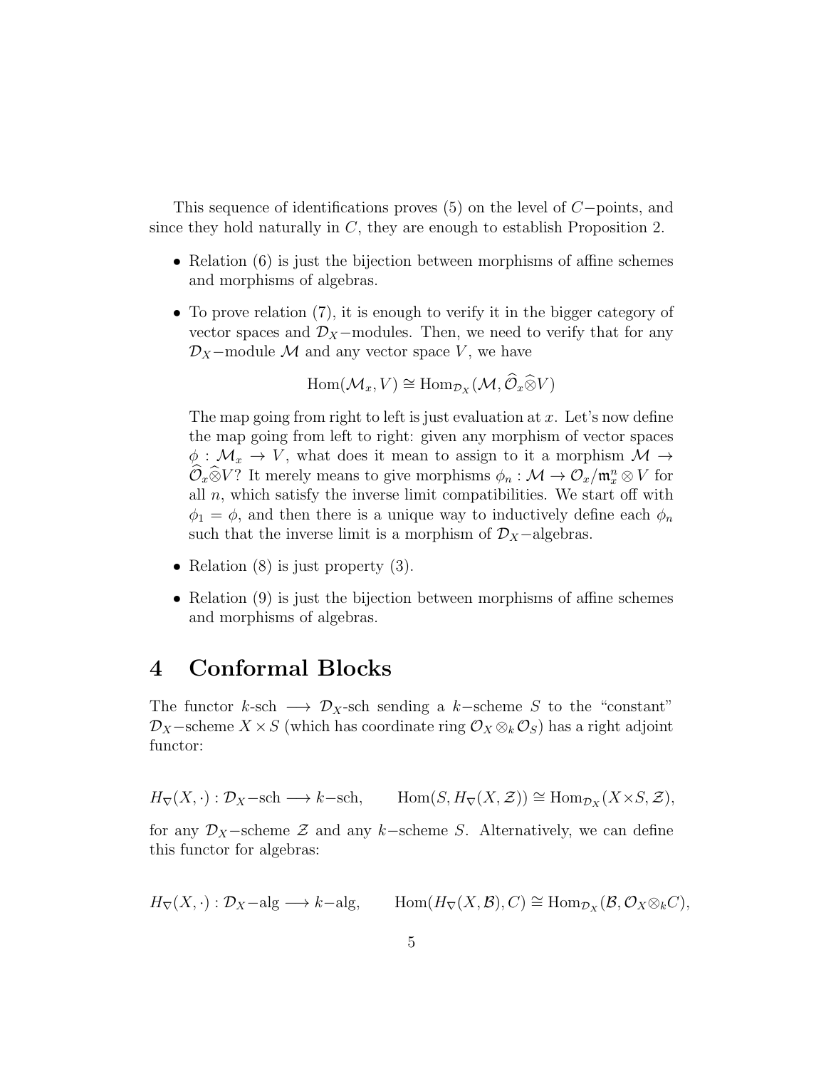This sequence of identifications proves (5) on the level of $C-$points, and since they hold naturally in $C$, they are enough to establish Proposition 2.

- Relation (6) is just the bijection between morphisms of affine schemes and morphisms of algebras.

- To prove relation (7), it is enough to verify it in the bigger category of vector spaces and $\mathcal{D}_X-$modules. Then, we need to verify that for any $\mathcal{D}_X-$module $\mathcal{M}$ and any vector space $V$, we have

$$\mathrm{Hom}(\mathcal{M}_x, V) \cong \mathrm{Hom}_{\mathcal{D}_X}(\mathcal{M}, \widehat{\mathcal{O}}_x \widehat{\otimes} V)$$

  The map going from right to left is just evaluation at $x$. Let's now define the map going from left to right: given any morphism of vector spaces $\phi : \mathcal{M}_x \to V$, what does it mean to assign to it a morphism $\mathcal{M} \to \widehat{\mathcal{O}}_x \widehat{\otimes} V$? It merely means to give morphisms $\phi_n : \mathcal{M} \to \mathcal{O}_x/\mathfrak{m}_x^n \otimes V$ for all $n$, which satisfy the inverse limit compatibilities. We start off with $\phi_1 = \phi$, and then there is a unique way to inductively define each $\phi_n$ such that the inverse limit is a morphism of $\mathcal{D}_X-$algebras.

- Relation (8) is just property (3).

- Relation (9) is just the bijection between morphisms of affine schemes and morphisms of algebras.

# 4 Conformal Blocks

The functor $k$-sch $\longrightarrow$ $\mathcal{D}_X$-sch sending a $k-$scheme $S$ to the "constant" $\mathcal{D}_X-$scheme $X \times S$ (which has coordinate ring $\mathcal{O}_X \otimes_k \mathcal{O}_S$) has a right adjoint functor:

$$H_\nabla(X, \cdot) : \mathcal{D}_X\text{−sch} \longrightarrow k\text{−sch}, \qquad \mathrm{Hom}(S, H_\nabla(X, \mathcal{Z})) \cong \mathrm{Hom}_{\mathcal{D}_X}(X \times S, \mathcal{Z}),$$

for any $\mathcal{D}_X-$scheme $\mathcal{Z}$ and any $k-$scheme $S$. Alternatively, we can define this functor for algebras:

$$H_\nabla(X, \cdot) : \mathcal{D}_X\text{−alg} \longrightarrow k\text{−alg}, \qquad \mathrm{Hom}(H_\nabla(X, \mathcal{B}), C) \cong \mathrm{Hom}_{\mathcal{D}_X}(\mathcal{B}, \mathcal{O}_X \otimes_k C),$$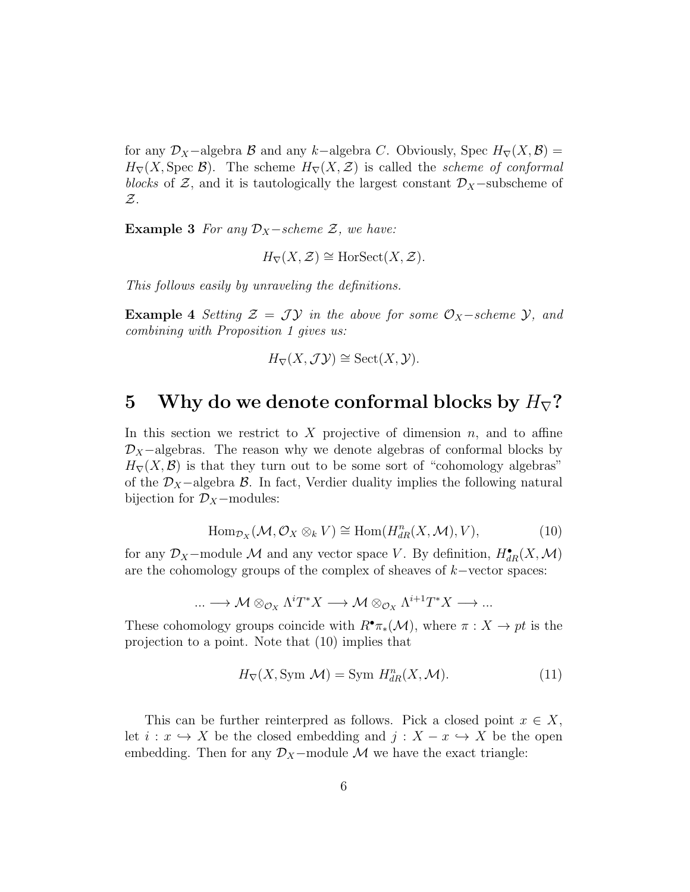for any $\mathcal{D}_X-$algebra $\mathcal{B}$ and any $k-$algebra $C$. Obviously, Spec $H_\nabla(X, \mathcal{B}) = H_\nabla(X, \text{Spec } \mathcal{B})$. The scheme $H_\nabla(X, \mathcal{Z})$ is called the *scheme of conformal blocks* of $\mathcal{Z}$, and it is tautologically the largest constant $\mathcal{D}_X-$subscheme of $\mathcal{Z}$.

**Example 3** *For any $\mathcal{D}_X-$scheme $\mathcal{Z}$, we have:*

$$H_\nabla(X, \mathcal{Z}) \cong \text{HorSect}(X, \mathcal{Z}).$$

*This follows easily by unraveling the definitions.*

**Example 4** *Setting $\mathcal{Z} = \mathcal{J}\mathcal{Y}$ in the above for some $\mathcal{O}_X-$scheme $\mathcal{Y}$, and combining with Proposition 1 gives us:*

$$H_\nabla(X, \mathcal{J}\mathcal{Y}) \cong \text{Sect}(X, \mathcal{Y}).$$

# 5 Why do we denote conformal blocks by $H_\nabla$?

In this section we restrict to $X$ projective of dimension $n$, and to affine $\mathcal{D}_X-$algebras. The reason why we denote algebras of conformal blocks by $H_\nabla(X, \mathcal{B})$ is that they turn out to be some sort of "cohomology algebras" of the $\mathcal{D}_X-$algebra $\mathcal{B}$. In fact, Verdier duality implies the following natural bijection for $\mathcal{D}_X-$modules:

$$\text{Hom}_{\mathcal{D}_X}(\mathcal{M}, \mathcal{O}_X \otimes_k V) \cong \text{Hom}(H^n_{dR}(X, \mathcal{M}), V), \tag{10}$$

for any $\mathcal{D}_X-$module $\mathcal{M}$ and any vector space $V$. By definition, $H^\bullet_{dR}(X, \mathcal{M})$ are the cohomology groups of the complex of sheaves of $k-$vector spaces:

$$... \longrightarrow \mathcal{M} \otimes_{\mathcal{O}_X} \Lambda^i T^* X \longrightarrow \mathcal{M} \otimes_{\mathcal{O}_X} \Lambda^{i+1} T^* X \longrightarrow ...$$

These cohomology groups coincide with $R^\bullet \pi_*(\mathcal{M})$, where $\pi : X \to pt$ is the projection to a point. Note that (10) implies that

$$H_\nabla(X, \text{Sym } \mathcal{M}) = \text{Sym } H^n_{dR}(X, \mathcal{M}). \tag{11}$$

This can be further reinterpred as follows. Pick a closed point $x \in X$, let $i : x \hookrightarrow X$ be the closed embedding and $j : X - x \hookrightarrow X$ be the open embedding. Then for any $\mathcal{D}_X-$module $\mathcal{M}$ we have the exact triangle: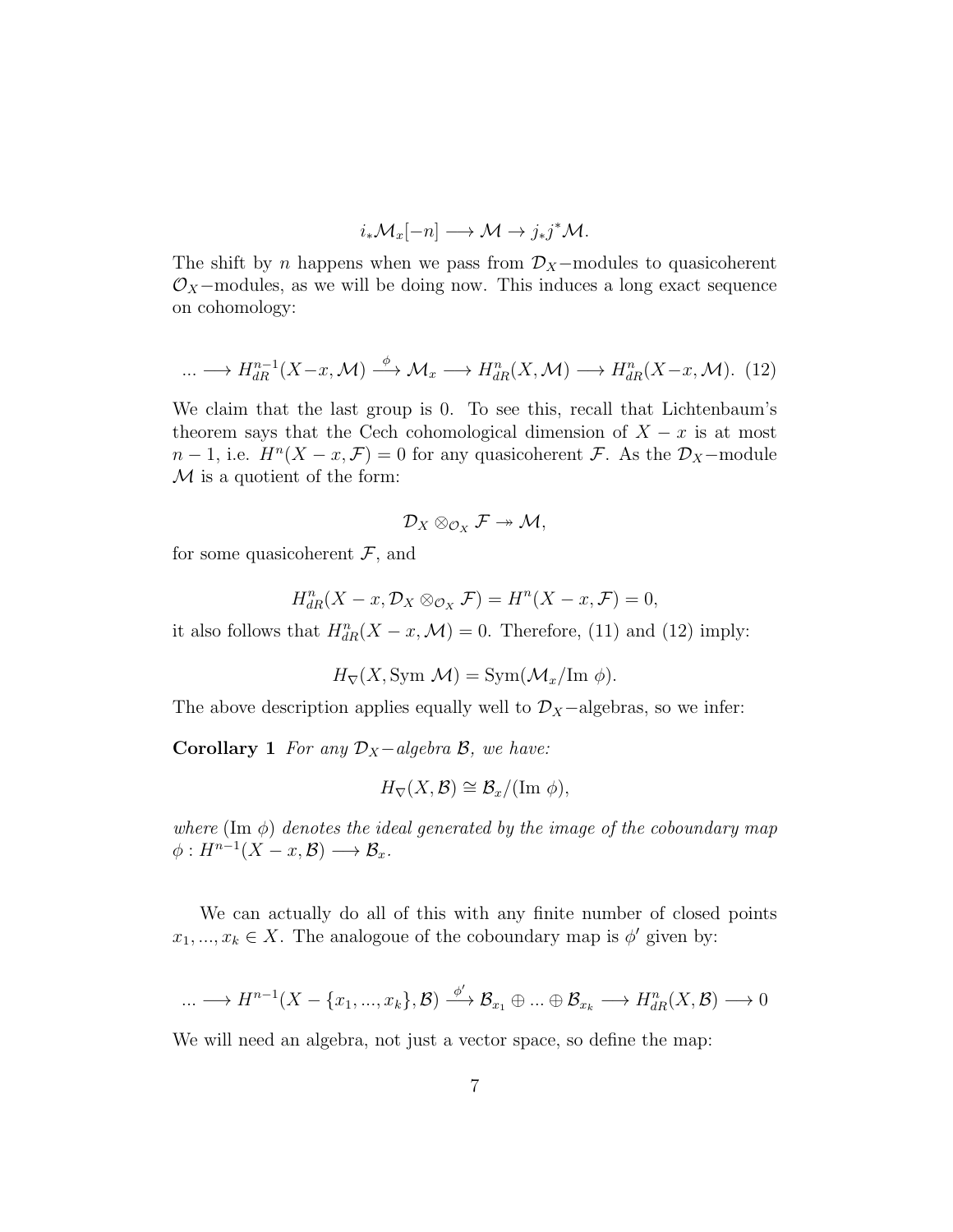$$i_*\mathcal{M}_x[-n] \longrightarrow \mathcal{M} \to j_*j^*\mathcal{M}.$$

The shift by $n$ happens when we pass from $\mathcal{D}_X-$modules to quasicoherent $\mathcal{O}_X-$modules, as we will be doing now. This induces a long exact sequence on cohomology:

$$... \longrightarrow H^{n-1}_{dR}(X-x,\mathcal{M}) \xrightarrow{\phi} \mathcal{M}_x \longrightarrow H^n_{dR}(X,\mathcal{M}) \longrightarrow H^n_{dR}(X-x,\mathcal{M}). \quad (12)$$

We claim that the last group is 0. To see this, recall that Lichtenbaum's theorem says that the Cech cohomological dimension of $X-x$ is at most $n-1$, i.e. $H^n(X-x,\mathcal{F}) = 0$ for any quasicoherent $\mathcal{F}$. As the $\mathcal{D}_X-$module $\mathcal{M}$ is a quotient of the form:

$$\mathcal{D}_X \otimes_{\mathcal{O}_X} \mathcal{F} \twoheadrightarrow \mathcal{M},$$

for some quasicoherent $\mathcal{F}$, and

$$H^n_{dR}(X-x, \mathcal{D}_X \otimes_{\mathcal{O}_X} \mathcal{F}) = H^n(X-x,\mathcal{F}) = 0,$$

it also follows that $H^n_{dR}(X-x,\mathcal{M}) = 0$. Therefore, (11) and (12) imply:

$$H_\nabla(X, \text{Sym } \mathcal{M}) = \text{Sym}(\mathcal{M}_x/\text{Im } \phi).$$

The above description applies equally well to $\mathcal{D}_X-$algebras, so we infer:

**Corollary 1** *For any $\mathcal{D}_X-$algebra $\mathcal{B}$, we have:*

$$H_\nabla(X,\mathcal{B}) \cong \mathcal{B}_x/(\text{Im } \phi),$$

*where $(\text{Im } \phi)$ denotes the ideal generated by the image of the coboundary map $\phi : H^{n-1}(X-x,\mathcal{B}) \longrightarrow \mathcal{B}_x$.*

We can actually do all of this with any finite number of closed points $x_1, ..., x_k \in X$. The analogoue of the coboundary map is $\phi'$ given by:

$$... \longrightarrow H^{n-1}(X - \{x_1,...,x_k\},\mathcal{B}) \xrightarrow{\phi'} \mathcal{B}_{x_1} \oplus ... \oplus \mathcal{B}_{x_k} \longrightarrow H^n_{dR}(X,\mathcal{B}) \longrightarrow 0$$

We will need an algebra, not just a vector space, so define the map: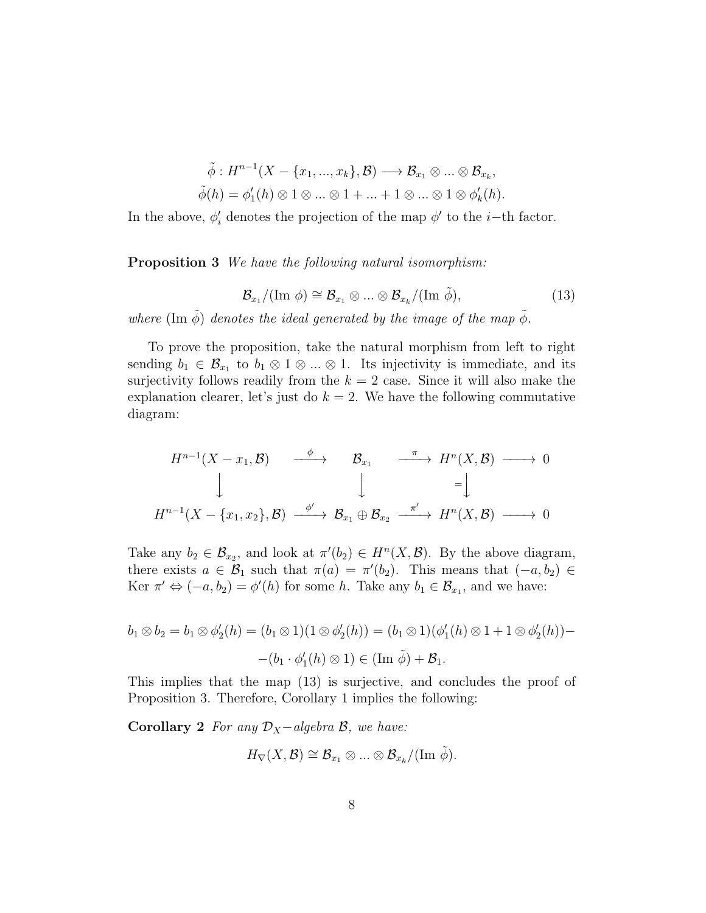$$\tilde{\phi} : H^{n-1}(X - \{x_1, ..., x_k\}, \mathcal{B}) \longrightarrow \mathcal{B}_{x_1} \otimes ... \otimes \mathcal{B}_{x_k},$$

$$\tilde{\phi}(h) = \phi'_1(h) \otimes 1 \otimes ... \otimes 1 + ... + 1 \otimes ... \otimes 1 \otimes \phi'_k(h).$$

In the above, $\phi'_i$ denotes the projection of the map $\phi'$ to the $i-$th factor.

**Proposition 3** *We have the following natural isomorphism:*

$$\mathcal{B}_{x_1}/(\text{Im } \phi) \cong \mathcal{B}_{x_1} \otimes ... \otimes \mathcal{B}_{x_k}/(\text{Im } \tilde{\phi}), \tag{13}$$

*where* $(\text{Im } \tilde{\phi})$ *denotes the ideal generated by the image of the map* $\tilde{\phi}$.

To prove the proposition, take the natural morphism from left to right sending $b_1 \in \mathcal{B}_{x_1}$ to $b_1 \otimes 1 \otimes ... \otimes 1$. Its injectivity is immediate, and its surjectivity follows readily from the $k = 2$ case. Since it will also make the explanation clearer, let's just do $k = 2$. We have the following commutative diagram:

$$\begin{array}{ccccccc}
H^{n-1}(X - x_1, \mathcal{B}) & \xrightarrow{\phi} & \mathcal{B}_{x_1} & \xrightarrow{\pi} & H^n(X, \mathcal{B}) & \longrightarrow & 0 \\
\downarrow & & \downarrow & & \downarrow = & & \\
H^{n-1}(X - \{x_1, x_2\}, \mathcal{B}) & \xrightarrow{\phi'} & \mathcal{B}_{x_1} \oplus \mathcal{B}_{x_2} & \xrightarrow{\pi'} & H^n(X, \mathcal{B}) & \longrightarrow & 0
\end{array}$$

Take any $b_2 \in \mathcal{B}_{x_2}$, and look at $\pi'(b_2) \in H^n(X, \mathcal{B})$. By the above diagram, there exists $a \in \mathcal{B}_1$ such that $\pi(a) = \pi'(b_2)$. This means that $(-a, b_2) \in \text{Ker } \pi' \Leftrightarrow (-a, b_2) = \phi'(h)$ for some $h$. Take any $b_1 \in \mathcal{B}_{x_1}$, and we have:

$$b_1 \otimes b_2 = b_1 \otimes \phi'_2(h) = (b_1 \otimes 1)(1 \otimes \phi'_2(h)) = (b_1 \otimes 1)(\phi'_1(h) \otimes 1 + 1 \otimes \phi'_2(h)) -$$

$$-(b_1 \cdot \phi'_1(h) \otimes 1) \in (\text{Im } \tilde{\phi}) + \mathcal{B}_1.$$

This implies that the map (13) is surjective, and concludes the proof of Proposition 3. Therefore, Corollary 1 implies the following:

**Corollary 2** *For any* $\mathcal{D}_X-$*algebra* $\mathcal{B}$, *we have:*

$$H_\nabla(X, \mathcal{B}) \cong \mathcal{B}_{x_1} \otimes ... \otimes \mathcal{B}_{x_k}/(\text{Im } \tilde{\phi}).$$